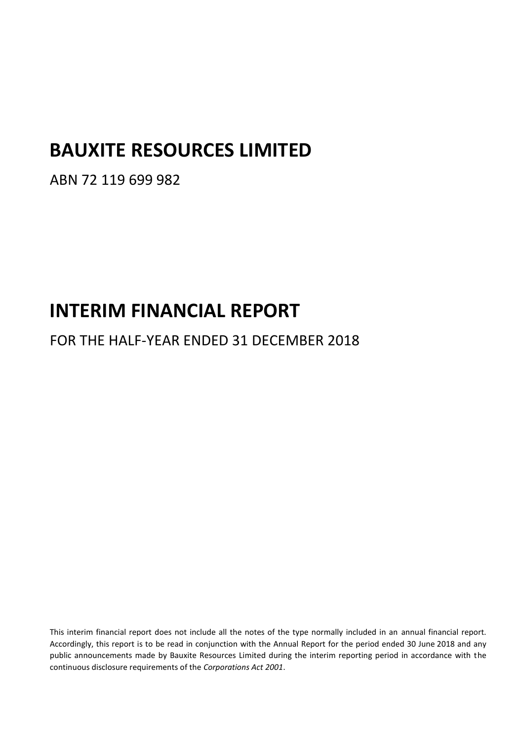# BAUXITE RESOURCES LIMITED

ABN 72 119 699 982

# INTERIM FINANCIAL REPORT

## FOR THE HALF-YEAR ENDED 31 DECEMBER 2018

This interim financial report does not include all the notes of the type normally included in an annual financial report. Accordingly, this report is to be read in conjunction with the Annual Report for the period ended 30 June 2018 and any public announcements made by Bauxite Resources Limited during the interim reporting period in accordance with the continuous disclosure requirements of the *Corporations Act 2001*.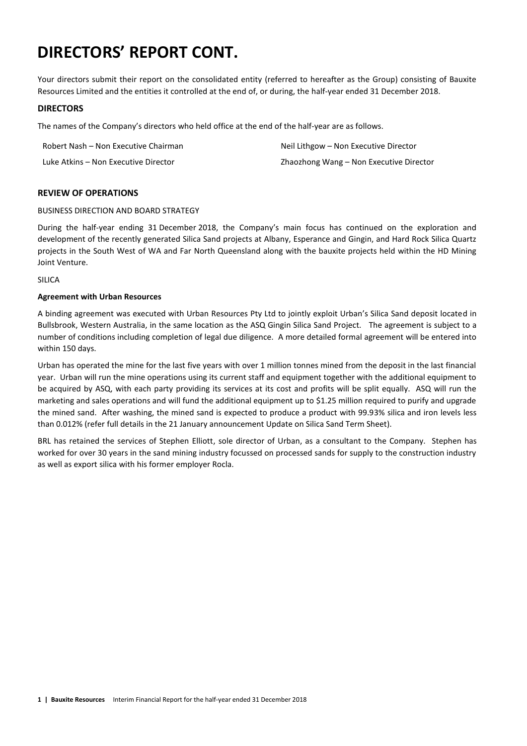# DIRECTORS' REPORT CONT.

Your directors submit their report on the consolidated entity (referred to hereafter as the Group) consisting of Bauxite Resources Limited and the entities it controlled at the end of, or during, the half-year ended 31 December 2018.

## DIRECTORS

The names of the Company's directors who held office at the end of the half-year are as follows.

Robert Nash – Non Executive Chairman

Luke Atkins – Non Executive Director

Neil Lithgow – Non Executive Director

Zhaozhong Wang – Non Executive Director

## REVIEW OF OPERATIONS

BUSINESS DIRECTION AND BOARD STRATEGY

During the half-year ending 31 December 2018, the Company's main focus has continued on the exploration and development of the recently generated Silica Sand projects at Albany, Esperance and Gingin, and Hard Rock Silica Quartz projects in the South West of WA and Far North Queensland along with the bauxite projects held within the HD Mining Joint Venture.

SILICA

**Agreement with Urban Resources**

A binding agreement was executed with Urban Resources Pty Ltd to jointly exploit Urban's Silica Sand deposit located in Bullsbrook, Western Australia, in the same location as the ASQ Gingin Silica Sand Project. The agreement is subject to a number of conditions including completion of legal due diligence. A more detailed formal agreement will be entered into within 150 days.

Urban has operated the mine for the last five years with over 1 million tonnes mined from the deposit in the last financial year. Urban will run the mine operations using its current staff and equipment together with the additional equipment to be acquired by ASQ, with each party providing its services at its cost and profits will be split equally. ASQ will run the marketing and sales operations and will fund the additional equipment up to \$1.25 million required to purify and upgrade the mined sand. After washing, the mined sand is expected to produce a product with 99.93% silica and iron levels less than 0.012% (refer full details in the 21 January announcement Update on Silica Sand Term Sheet).

BRL has retained the services of Stephen Elliott, sole director of Urban, as a consultant to the Company. Stephen has worked for over 30 years in the sand mining industry focussed on processed sands for supply to the construction industry as well as export silica with his former employer Rocla.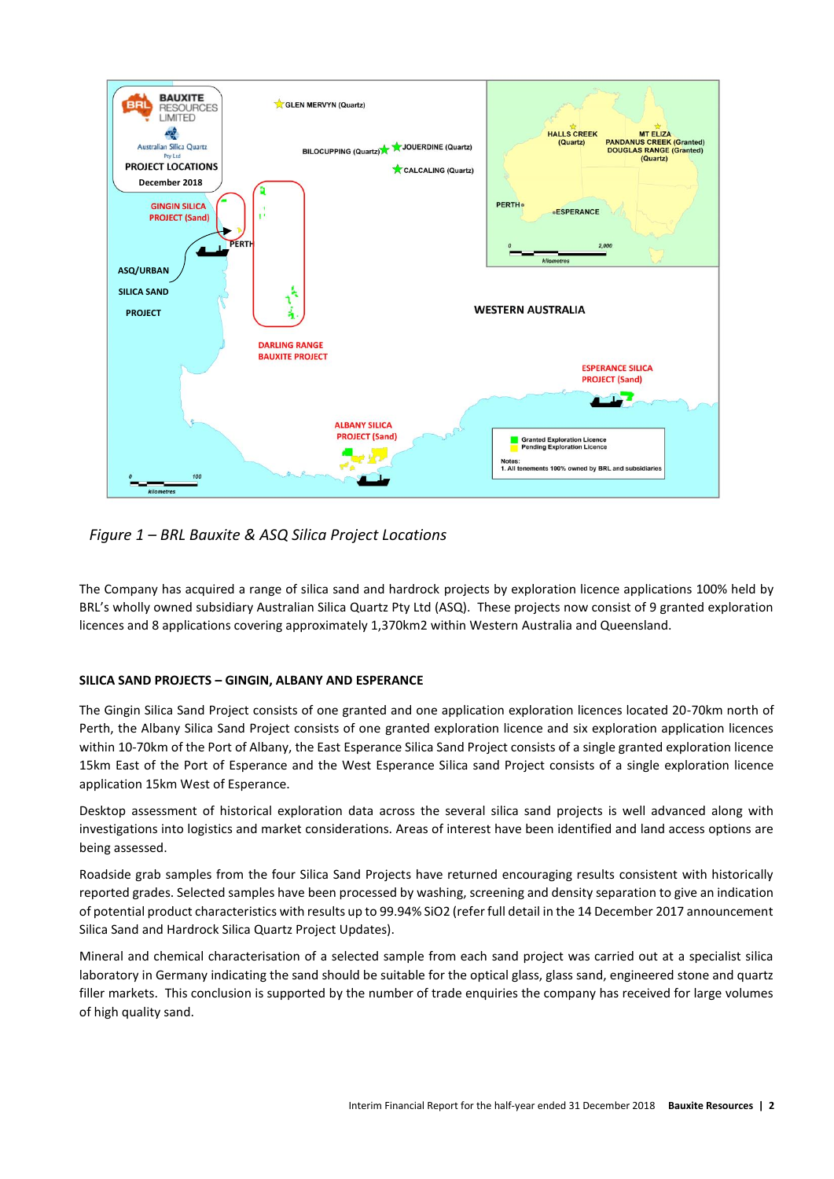*Figure 1 – BRL Bauxite & ASQ Silica Project Locations*

The Company has acquired a range of silica sand and hardrock projects by exploration licence applications 100% held by BRL's wholly owned subsidiary Australian Silica Quartz Pty Ltd (ASQ). These projects now consist of 9 granted exploration licences and 8 applications covering approximately 1,370km2 within Western Australia and Queensland.

**SILICA SAND PROJECTS – GINGIN, ALBANY AND ESPERANCE**

The Gingin Silica Sand Project consists of one granted and one application exploration licences located 20-70km north of Perth, the Albany Silica Sand Project consists of one granted exploration licence and six exploration application licences within 10-70km of the Port of Albany, the East Esperance Silica Sand Project consists of a single granted exploration licence 15km East of the Port of Esperance and the West Esperance Silica sand Project consists of a single exploration licence application 15km West of Esperance.

Desktop assessment of historical exploration data across the several silica sand projects is well advanced along with investigations into logistics and market considerations. Areas of interest have been identified and land access options are being assessed.

Roadside grab samples from the four Silica Sand Projects have returned encouraging results consistent with historically reported grades. Selected samples have been processed by washing, screening and density separation to give an indication of potential product characteristics with results up to 99.94% $SiO_2$ (refer full detail in the 14 December 2017 announcement Silica Sand and Hardrock Silica Quartz Project Updates).

Mineral and chemical characterisation of a selected sample from each sand project was carried out at a specialist silica laboratory in Germany indicating the sand should be suitable for the optical glass, glass sand, engineered stone and quartz filler markets. This conclusion is supported by the number of trade enquiries the company has received for large volumes of high quality sand.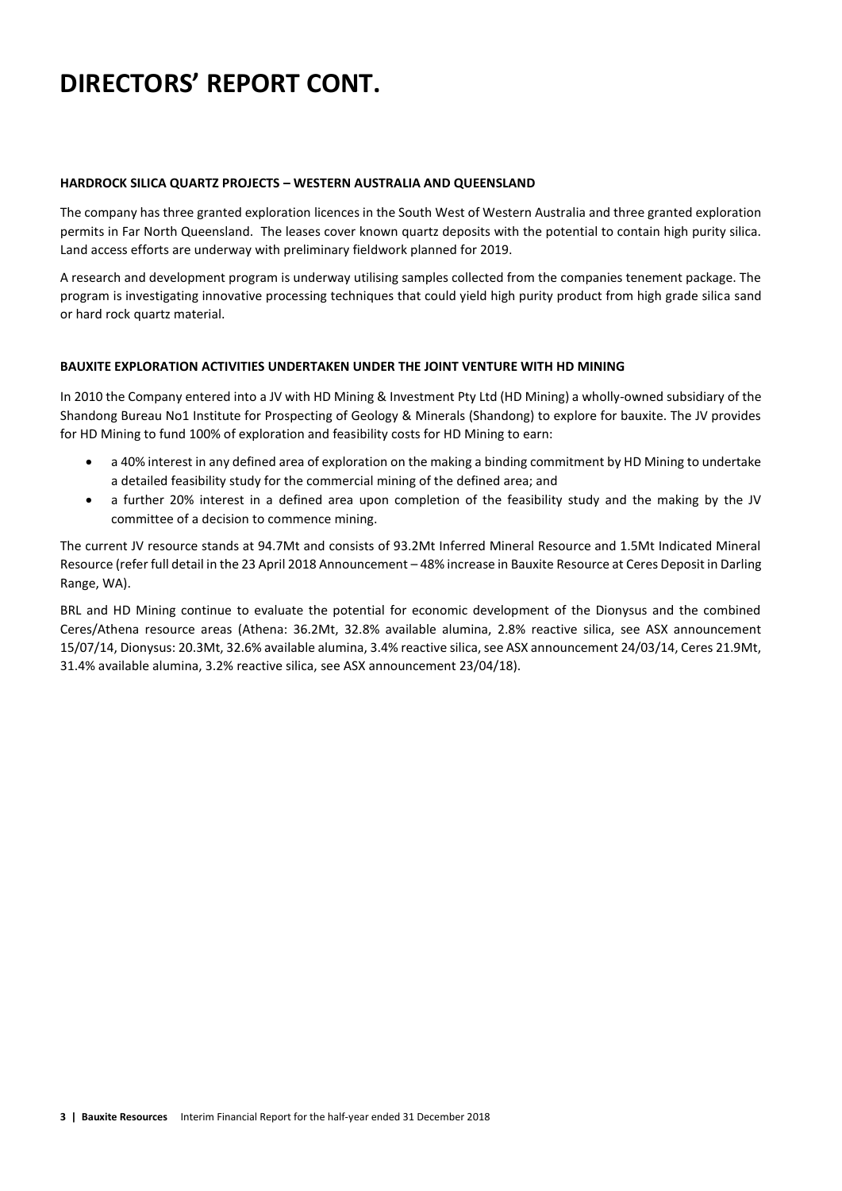# DIRECTORS' REPORT CONT.

**HARDROCK SILICA QUARTZ PROJECTS – WESTERN AUSTRALIA AND QUEENSLAND**

The company has three granted exploration licences in the South West of Western Australia and three granted exploration permits in Far North Queensland. The leases cover known quartz deposits with the potential to contain high purity silica. Land access efforts are underway with preliminary fieldwork planned for 2019.

A research and development program is underway utilising samples collected from the companies tenement package. The program is investigating innovative processing techniques that could yield high purity product from high grade silica sand or hard rock quartz material.

**BAUXITE EXPLORATION ACTIVITIES UNDERTAKEN UNDER THE JOINT VENTURE WITH HD MINING**

In 2010 the Company entered into a JV with HD Mining & Investment Pty Ltd (HD Mining) a wholly-owned subsidiary of the Shandong Bureau No1 Institute for Prospecting of Geology & Minerals (Shandong) to explore for bauxite. The JV provides for HD Mining to fund 100% of exploration and feasibility costs for HD Mining to earn:

- a 40% interest in any defined area of exploration on the making a binding commitment by HD Mining to undertake a detailed feasibility study for the commercial mining of the defined area; and
- a further 20% interest in a defined area upon completion of the feasibility study and the making by the JV committee of a decision to commence mining.

The current JV resource stands at 94.7Mt and consists of 93.2Mt Inferred Mineral Resource and 1.5Mt Indicated Mineral Resource (refer full detail in the 23 April 2018 Announcement – 48% increase in Bauxite Resource at Ceres Deposit in Darling Range, WA).

BRL and HD Mining continue to evaluate the potential for economic development of the Dionysus and the combined Ceres/Athena resource areas (Athena: 36.2Mt, 32.8% available alumina, 2.8% reactive silica, see ASX announcement 15/07/14, Dionysus: 20.3Mt, 32.6% available alumina, 3.4% reactive silica, see ASX announcement 24/03/14, Ceres 21.9Mt, 31.4% available alumina, 3.2% reactive silica, see ASX announcement 23/04/18).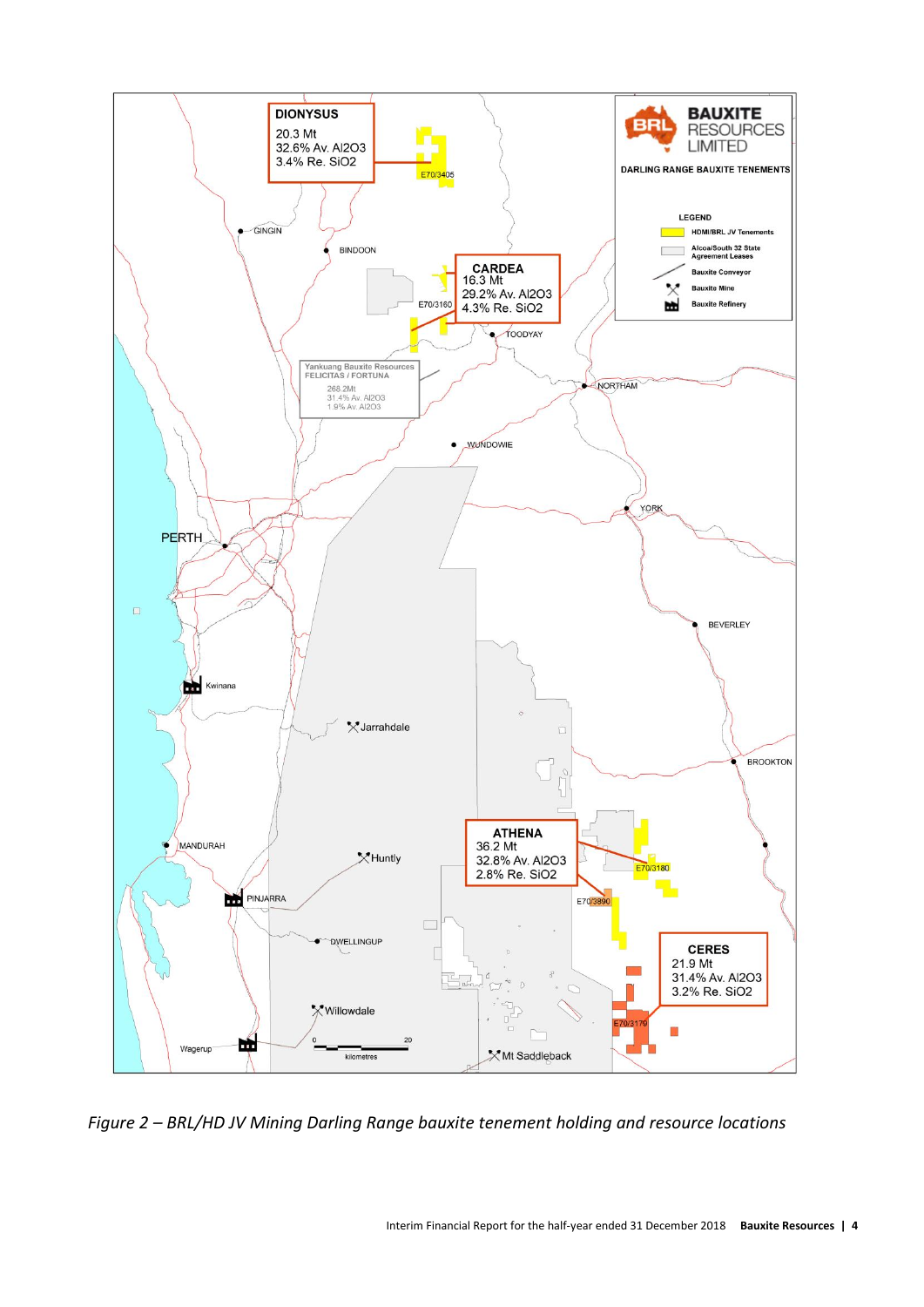*Figure 2 – BRL/HD JV Mining Darling Range bauxite tenement holding and resource locations*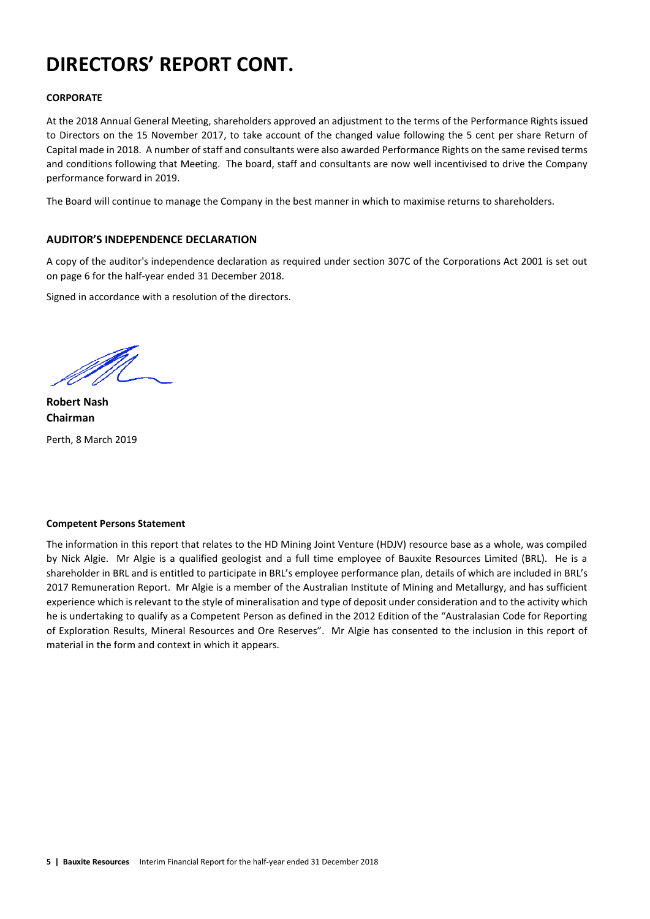# DIRECTORS' REPORT CONT.

**CORPORATE**

At the 2018 Annual General Meeting, shareholders approved an adjustment to the terms of the Performance Rights issued to Directors on the 15 November 2017, to take account of the changed value following the 5 cent per share Return of Capital made in 2018. A number of staff and consultants were also awarded Performance Rights on the same revised terms and conditions following that Meeting. The board, staff and consultants are now well incentivised to drive the Company performance forward in 2019.

The Board will continue to manage the Company in the best manner in which to maximise returns to shareholders.

## AUDITOR'S INDEPENDENCE DECLARATION

A copy of the auditor's independence declaration as required under section 307C of the Corporations Act 2001 is set out on page 6 for the half-year ended 31 December 2018.

Signed in accordance with a resolution of the directors.

**Robert Nash**
**Chairman**

Perth, 8 March 2019

**Competent Persons Statement**

The information in this report that relates to the HD Mining Joint Venture (HDJV) resource base as a whole, was compiled by Nick Algie. Mr Algie is a qualified geologist and a full time employee of Bauxite Resources Limited (BRL). He is a shareholder in BRL and is entitled to participate in BRL's employee performance plan, details of which are included in BRL's 2017 Remuneration Report. Mr Algie is a member of the Australian Institute of Mining and Metallurgy, and has sufficient experience which is relevant to the style of mineralisation and type of deposit under consideration and to the activity which he is undertaking to qualify as a Competent Person as defined in the 2012 Edition of the "Australasian Code for Reporting of Exploration Results, Mineral Resources and Ore Reserves". Mr Algie has consented to the inclusion in this report of material in the form and context in which it appears.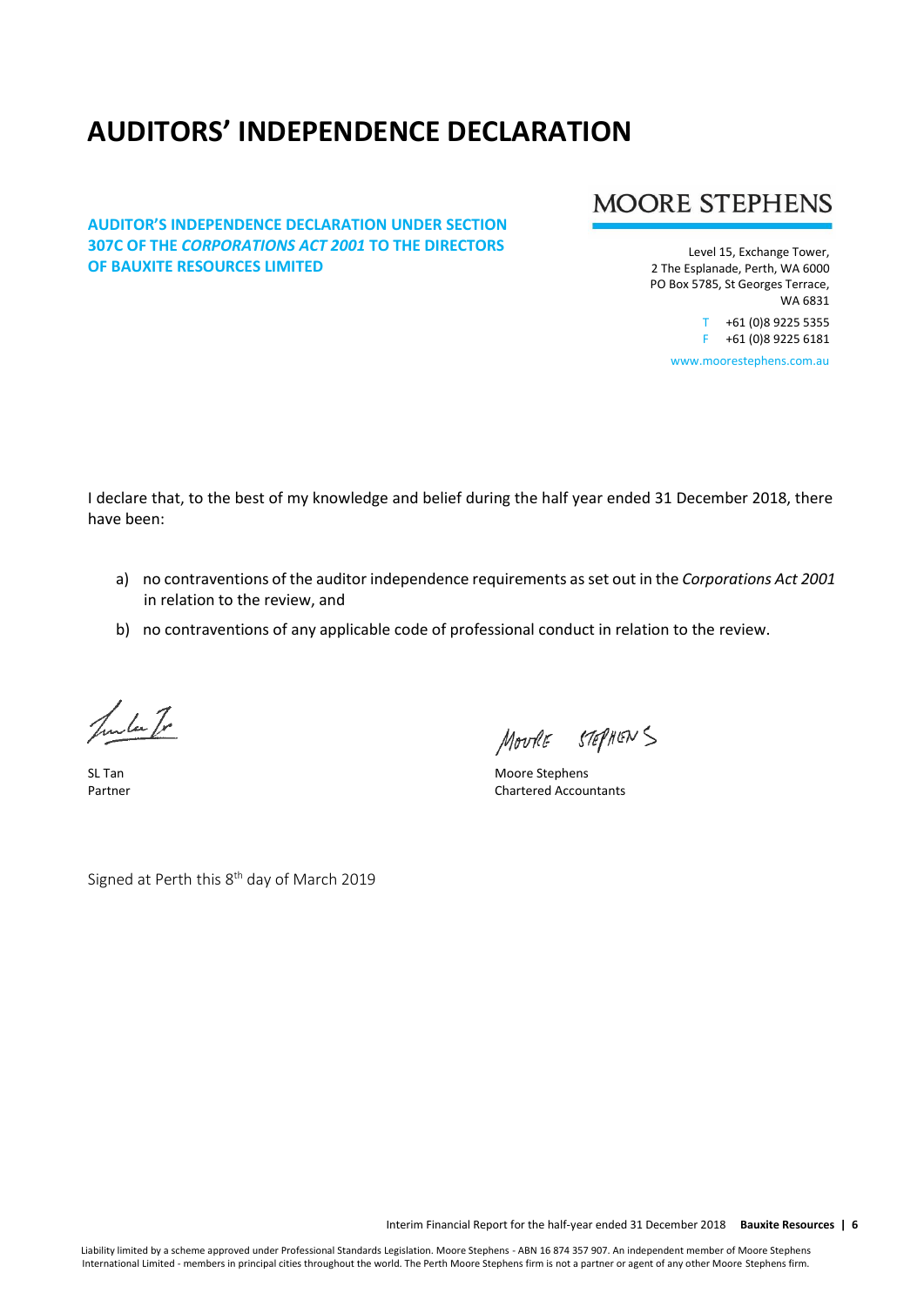# AUDITORS' INDEPENDENCE DECLARATION

**AUDITOR'S INDEPENDENCE DECLARATION UNDER SECTION 307C OF THE *CORPORATIONS ACT 2001* TO THE DIRECTORS OF BAUXITE RESOURCES LIMITED**

MOORE STEPHENS

Level 15, Exchange Tower,
2 The Esplanade, Perth, WA 6000
PO Box 5785, St Georges Terrace,
WA 6831

T +61 (0)8 9225 5355
F +61 (0)8 9225 6181

www.moorestephens.com.au

I declare that, to the best of my knowledge and belief during the half year ended 31 December 2018, there have been:

a) no contraventions of the auditor independence requirements as set out in the *Corporations Act 2001* in relation to the review, and

b) no contraventions of any applicable code of professional conduct in relation to the review.

SL Tan
Partner

Moore Stephens
Chartered Accountants

Signed at Perth this 8th day of March 2019

Liability limited by a scheme approved under Professional Standards Legislation. Moore Stephens - ABN 16 874 357 907. An independent member of Moore Stephens International Limited - members in principal cities throughout the world. The Perth Moore Stephens firm is not a partner or agent of any other Moore Stephens firm.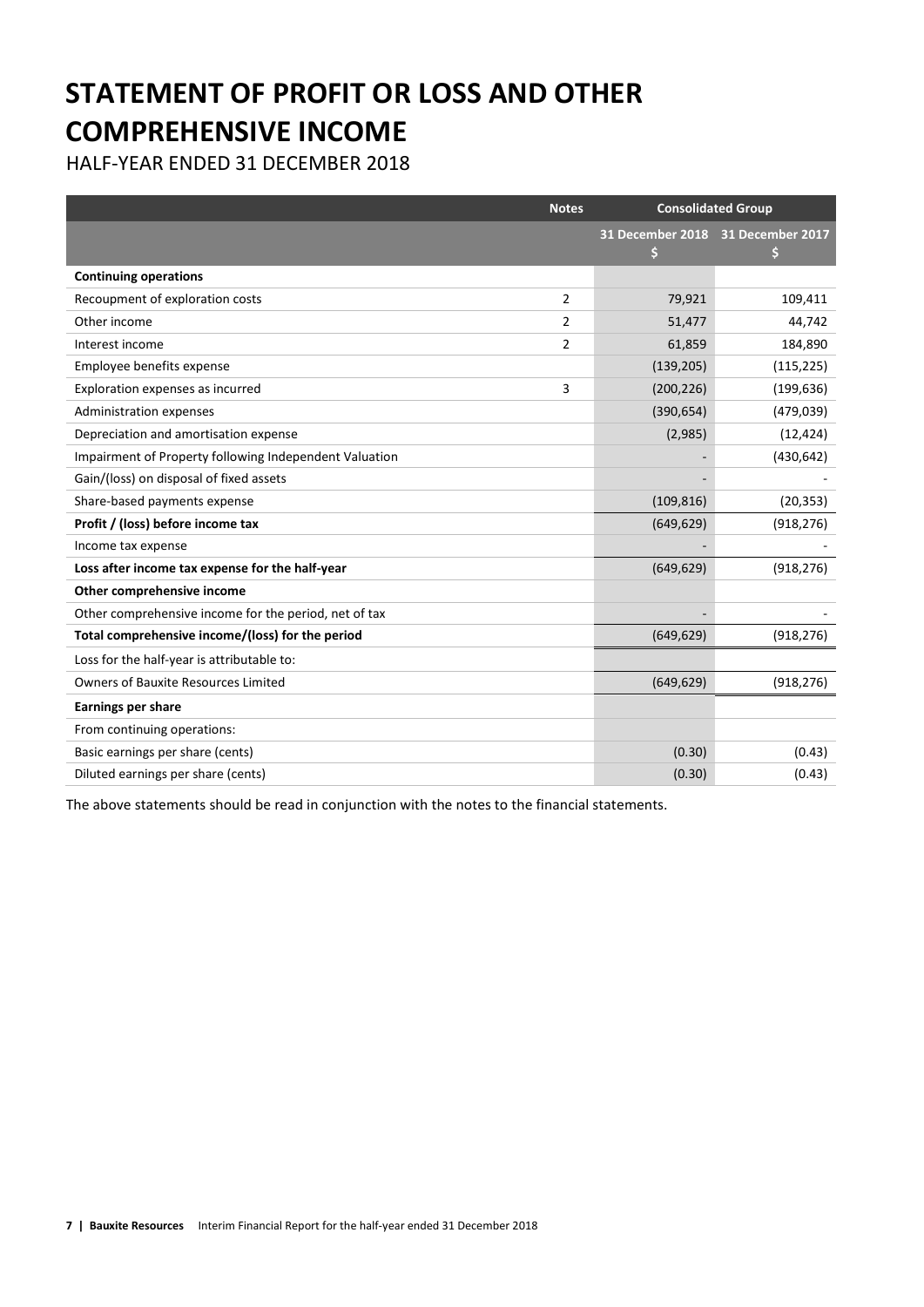# STATEMENT OF PROFIT OR LOSS AND OTHER COMPREHENSIVE INCOME

HALF-YEAR ENDED 31 DECEMBER 2018

| | Notes | Consolidated Group | |
|---|---|---|---|
| | | 31 December 2018<br>$ | 31 December 2017<br>$ |
| **Continuing operations** | | | |
| Recoupment of exploration costs | 2 | 79,921 | 109,411 |
| Other income | 2 | 51,477 | 44,742 |
| Interest income | 2 | 61,859 | 184,890 |
| Employee benefits expense | | (139,205) | (115,225) |
| Exploration expenses as incurred | 3 | (200,226) | (199,636) |
| Administration expenses | | (390,654) | (479,039) |
| Depreciation and amortisation expense | | (2,985) | (12,424) |
| Impairment of Property following Independent Valuation | | - | (430,642) |
| Gain/(loss) on disposal of fixed assets | | - | - |
| Share-based payments expense | | (109,816) | (20,353) |
| **Profit / (loss) before income tax** | | (649,629) | (918,276) |
| Income tax expense | | - | - |
| **Loss after income tax expense for the half-year** | | (649,629) | (918,276) |
| **Other comprehensive income** | | | |
| Other comprehensive income for the period, net of tax | | - | - |
| **Total comprehensive income/(loss) for the period** | | (649,629) | (918,276) |
| Loss for the half-year is attributable to: | | | |
| Owners of Bauxite Resources Limited | | (649,629) | (918,276) |
| **Earnings per share** | | | |
| From continuing operations: | | | |
| Basic earnings per share (cents) | | (0.30) | (0.43) |
| Diluted earnings per share (cents) | | (0.30) | (0.43) |

The above statements should be read in conjunction with the notes to the financial statements.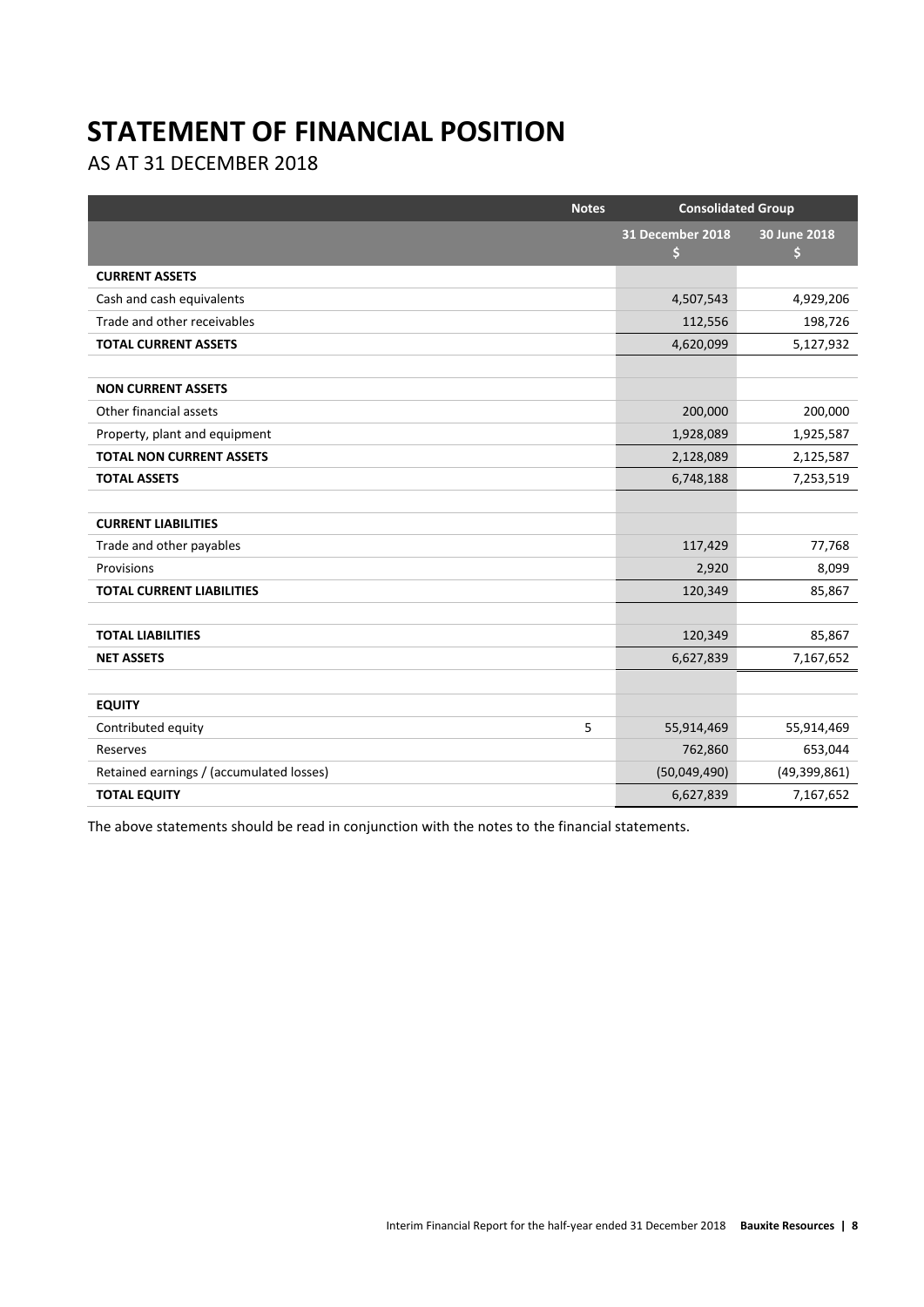# STATEMENT OF FINANCIAL POSITION

AS AT 31 DECEMBER 2018

| | Notes | Consolidated Group | |
|---|---|---|---|
| | | 31 December 2018<br>$ | 30 June 2018<br>$ |
| **CURRENT ASSETS** | | | |
| Cash and cash equivalents | | 4,507,543 | 4,929,206 |
| Trade and other receivables | | 112,556 | 198,726 |
| **TOTAL CURRENT ASSETS** | | 4,620,099 | 5,127,932 |
| | | | |
| **NON CURRENT ASSETS** | | | |
| Other financial assets | | 200,000 | 200,000 |
| Property, plant and equipment | | 1,928,089 | 1,925,587 |
| **TOTAL NON CURRENT ASSETS** | | 2,128,089 | 2,125,587 |
| **TOTAL ASSETS** | | 6,748,188 | 7,253,519 |
| | | | |
| **CURRENT LIABILITIES** | | | |
| Trade and other payables | | 117,429 | 77,768 |
| Provisions | | 2,920 | 8,099 |
| **TOTAL CURRENT LIABILITIES** | | 120,349 | 85,867 |
| | | | |
| **TOTAL LIABILITIES** | | 120,349 | 85,867 |
| **NET ASSETS** | | 6,627,839 | 7,167,652 |
| | | | |
| **EQUITY** | | | |
| Contributed equity | 5 | 55,914,469 | 55,914,469 |
| Reserves | | 762,860 | 653,044 |
| Retained earnings / (accumulated losses) | | (50,049,490) | (49,399,861) |
| **TOTAL EQUITY** | | 6,627,839 | 7,167,652 |

The above statements should be read in conjunction with the notes to the financial statements.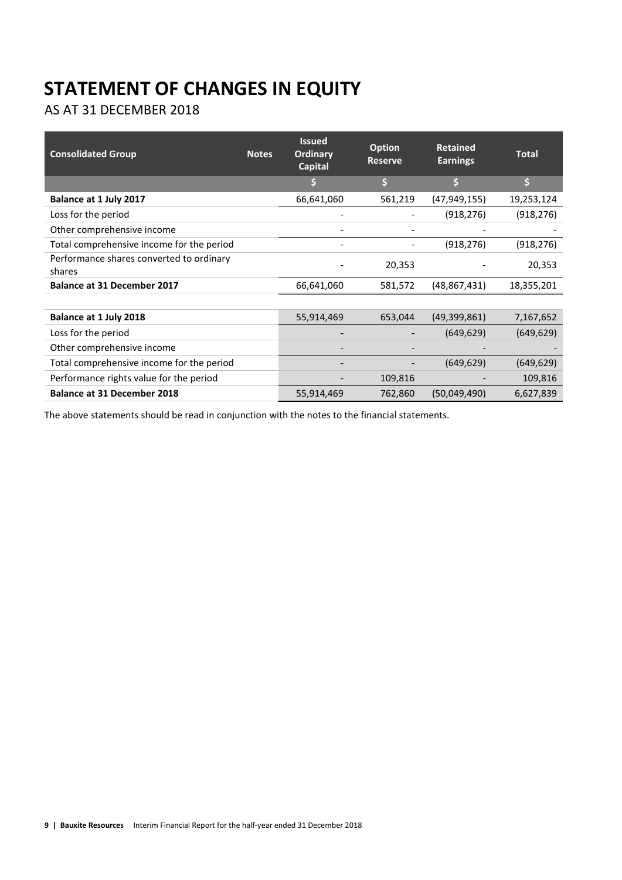# STATEMENT OF CHANGES IN EQUITY

AS AT 31 DECEMBER 2018

| Consolidated Group | Notes | Issued Ordinary Capital | Option Reserve | Retained Earnings | Total |
|---|---|---|---|---|---|
| | | $ | $ | $ | $ |
| **Balance at 1 July 2017** | | 66,641,060 | 561,219 | (47,949,155) | 19,253,124 |
| Loss for the period | | - | - | (918,276) | (918,276) |
| Other comprehensive income | | - | - | - | - |
| Total comprehensive income for the period | | - | - | (918,276) | (918,276) |
| Performance shares converted to ordinary shares | | - | 20,353 | - | 20,353 |
| **Balance at 31 December 2017** | | 66,641,060 | 581,572 | (48,867,431) | 18,355,201 |
| | | | | | |
| **Balance at 1 July 2018** | | 55,914,469 | 653,044 | (49,399,861) | 7,167,652 |
| Loss for the period | | - | - | (649,629) | (649,629) |
| Other comprehensive income | | - | - | - | - |
| Total comprehensive income for the period | | - | - | (649,629) | (649,629) |
| Performance rights value for the period | | - | 109,816 | - | 109,816 |
| **Balance at 31 December 2018** | | 55,914,469 | 762,860 | (50,049,490) | 6,627,839 |

The above statements should be read in conjunction with the notes to the financial statements.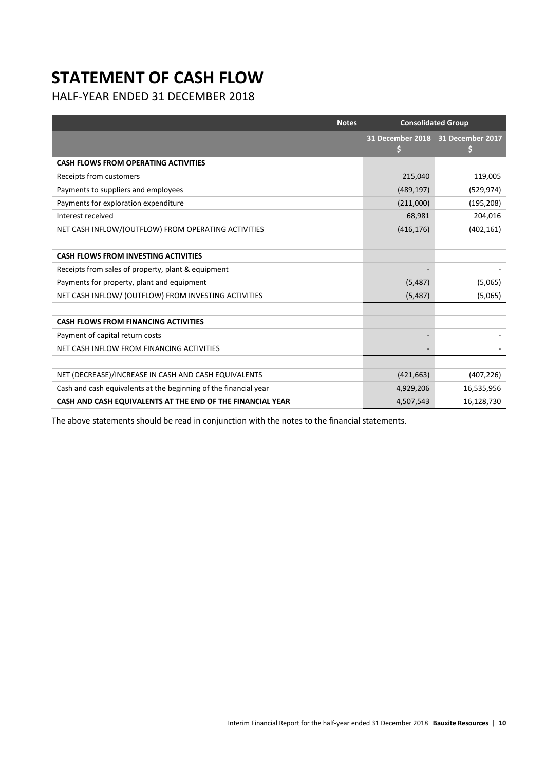# STATEMENT OF CASH FLOW

HALF-YEAR ENDED 31 DECEMBER 2018

| | Notes | Consolidated Group | |
|---|---|---|---|
| | | 31 December 2018 $ | 31 December 2017 $ |
| **CASH FLOWS FROM OPERATING ACTIVITIES** | | | |
| Receipts from customers | | 215,040 | 119,005 |
| Payments to suppliers and employees | | (489,197) | (529,974) |
| Payments for exploration expenditure | | (211,000) | (195,208) |
| Interest received | | 68,981 | 204,016 |
| NET CASH INFLOW/(OUTFLOW) FROM OPERATING ACTIVITIES | | (416,176) | (402,161) |
| | | | |
| **CASH FLOWS FROM INVESTING ACTIVITIES** | | | |
| Receipts from sales of property, plant & equipment | | - | - |
| Payments for property, plant and equipment | | (5,487) | (5,065) |
| NET CASH INFLOW/ (OUTFLOW) FROM INVESTING ACTIVITIES | | (5,487) | (5,065) |
| | | | |
| **CASH FLOWS FROM FINANCING ACTIVITIES** | | | |
| Payment of capital return costs | | - | - |
| NET CASH INFLOW FROM FINANCING ACTIVITIES | | - | - |
| | | | |
| NET (DECREASE)/INCREASE IN CASH AND CASH EQUIVALENTS | | (421,663) | (407,226) |
| Cash and cash equivalents at the beginning of the financial year | | 4,929,206 | 16,535,956 |
| **CASH AND CASH EQUIVALENTS AT THE END OF THE FINANCIAL YEAR** | | 4,507,543 | 16,128,730 |

The above statements should be read in conjunction with the notes to the financial statements.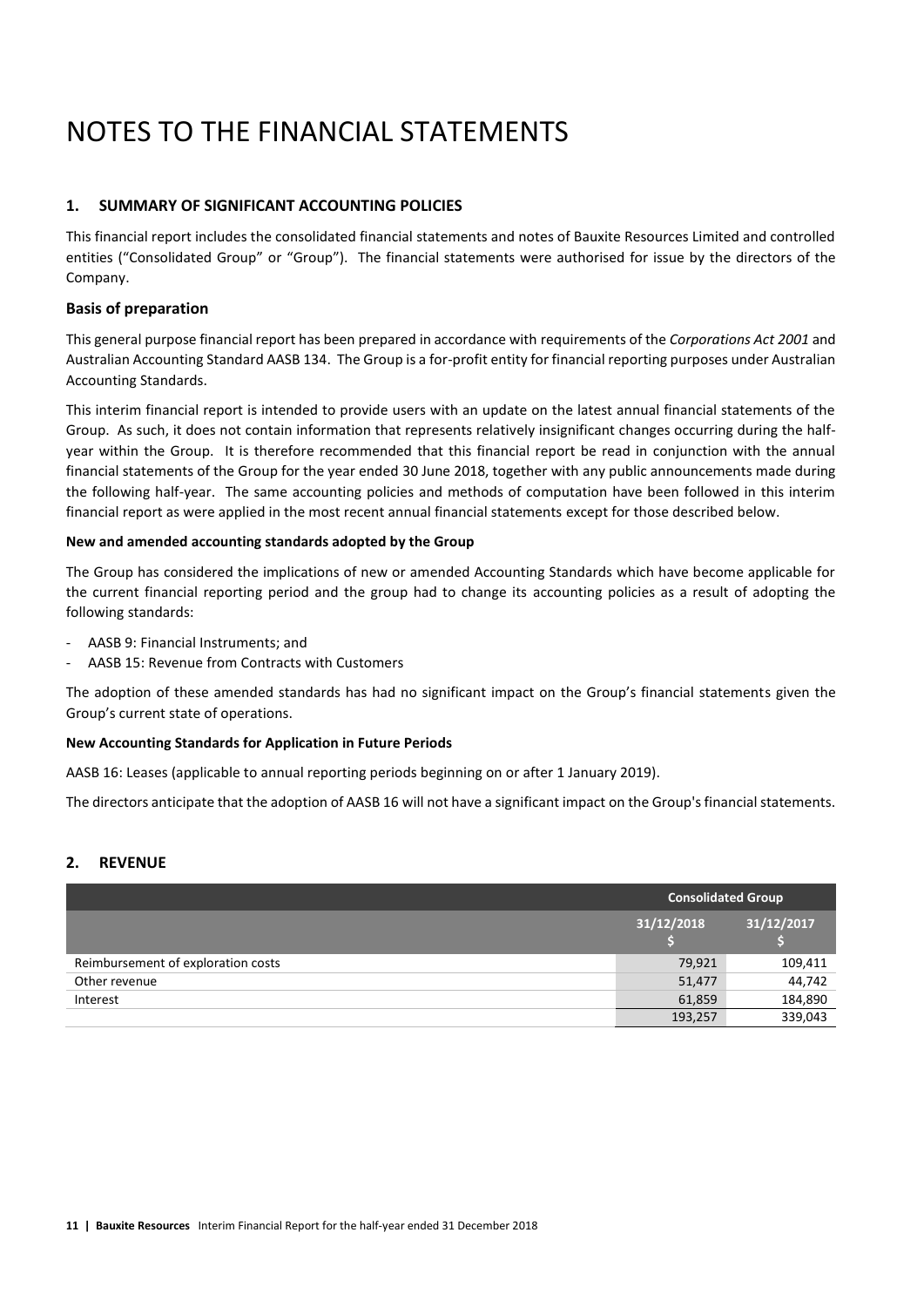# NOTES TO THE FINANCIAL STATEMENTS

## 1. SUMMARY OF SIGNIFICANT ACCOUNTING POLICIES

This financial report includes the consolidated financial statements and notes of Bauxite Resources Limited and controlled entities ("Consolidated Group" or "Group"). The financial statements were authorised for issue by the directors of the Company.

### Basis of preparation

This general purpose financial report has been prepared in accordance with requirements of the *Corporations Act 2001* and Australian Accounting Standard AASB 134. The Group is a for-profit entity for financial reporting purposes under Australian Accounting Standards.

This interim financial report is intended to provide users with an update on the latest annual financial statements of the Group. As such, it does not contain information that represents relatively insignificant changes occurring during the half-year within the Group. It is therefore recommended that this financial report be read in conjunction with the annual financial statements of the Group for the year ended 30 June 2018, together with any public announcements made during the following half-year. The same accounting policies and methods of computation have been followed in this interim financial report as were applied in the most recent annual financial statements except for those described below.

**New and amended accounting standards adopted by the Group**

The Group has considered the implications of new or amended Accounting Standards which have become applicable for the current financial reporting period and the group had to change its accounting policies as a result of adopting the following standards:

- AASB 9: Financial Instruments; and
- AASB 15: Revenue from Contracts with Customers

The adoption of these amended standards has had no significant impact on the Group's financial statements given the Group's current state of operations.

**New Accounting Standards for Application in Future Periods**

AASB 16: Leases (applicable to annual reporting periods beginning on or after 1 January 2019).

The directors anticipate that the adoption of AASB 16 will not have a significant impact on the Group's financial statements.

## 2. REVENUE

| | Consolidated Group | |
|---|---|---|
| | 31/12/2018 $ | 31/12/2017 $ |
| Reimbursement of exploration costs | 79,921 | 109,411 |
| Other revenue | 51,477 | 44,742 |
| Interest | 61,859 | 184,890 |
| | 193,257 | 339,043 |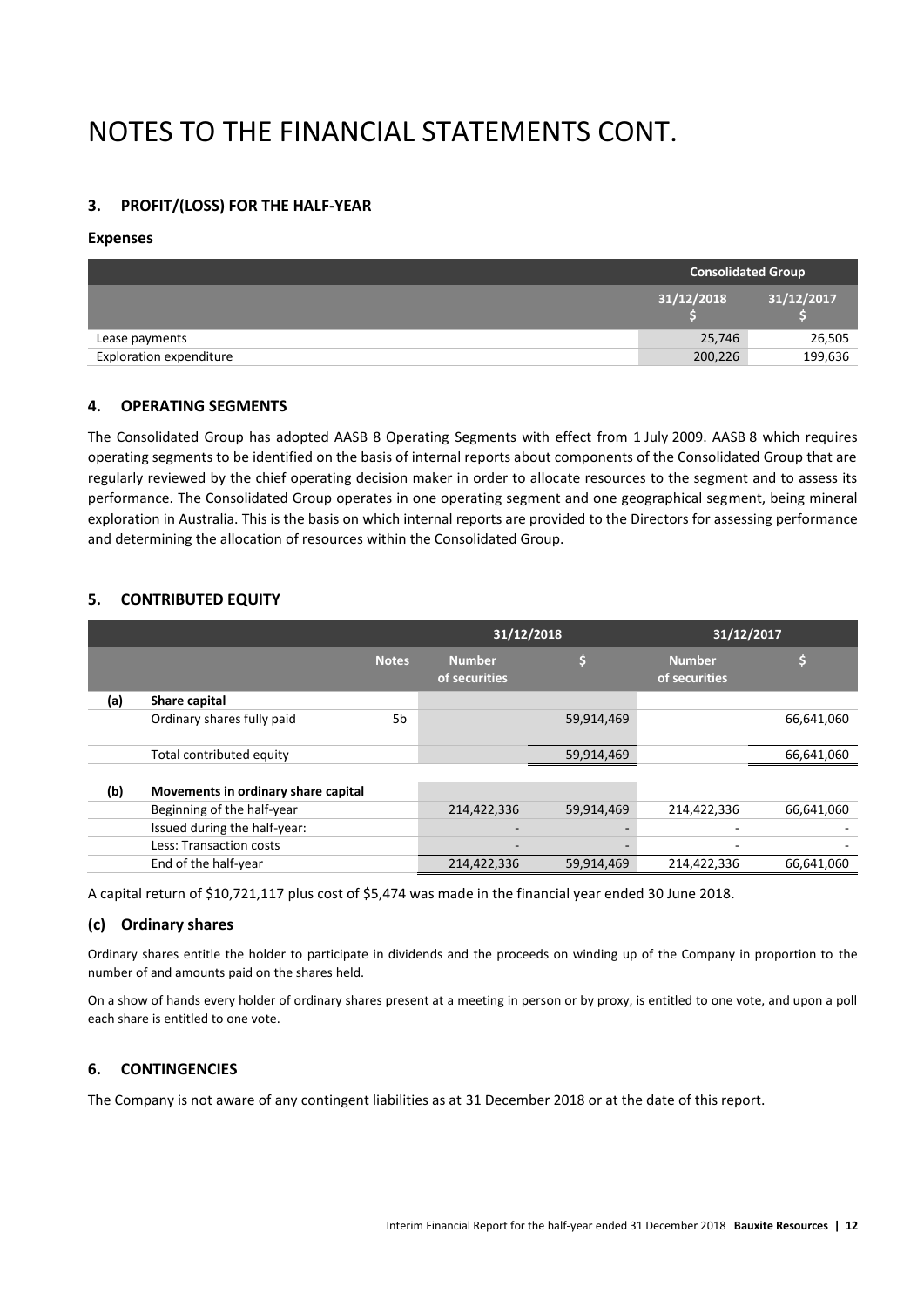# NOTES TO THE FINANCIAL STATEMENTS CONT.

### 3. PROFIT/(LOSS) FOR THE HALF-YEAR

#### Expenses

| | Consolidated Group | |
|---|---|---|
| | 31/12/2018 $ | 31/12/2017 $ |
| Lease payments | 25,746 | 26,505 |
| Exploration expenditure | 200,226 | 199,636 |

### 4. OPERATING SEGMENTS

The Consolidated Group has adopted AASB 8 Operating Segments with effect from 1 July 2009. AASB 8 which requires operating segments to be identified on the basis of internal reports about components of the Consolidated Group that are regularly reviewed by the chief operating decision maker in order to allocate resources to the segment and to assess its performance. The Consolidated Group operates in one operating segment and one geographical segment, being mineral exploration in Australia. This is the basis on which internal reports are provided to the Directors for assessing performance and determining the allocation of resources within the Consolidated Group.

### 5. CONTRIBUTED EQUITY

| | | | 31/12/2018 | | 31/12/2017 | |
|---|---|---|---|---|---|---|
| | | Notes | Number of securities | $ | Number of securities | $ |
| (a) | **Share capital** | | | | | |
| | Ordinary shares fully paid | 5b | | 59,914,469 | | 66,641,060 |
| | Total contributed equity | | | 59,914,469 | | 66,641,060 |
| (b) | **Movements in ordinary share capital** | | | | | |
| | Beginning of the half-year | | 214,422,336 | 59,914,469 | 214,422,336 | 66,641,060 |
| | Issued during the half-year: | | - | - | - | - |
| | Less: Transaction costs | | - | - | - | - |
| | End of the half-year | | 214,422,336 | 59,914,469 | 214,422,336 | 66,641,060 |

A capital return of $10,721,117 plus cost of $5,474 was made in the financial year ended 30 June 2018.

#### (c) Ordinary shares

Ordinary shares entitle the holder to participate in dividends and the proceeds on winding up of the Company in proportion to the number of and amounts paid on the shares held.

On a show of hands every holder of ordinary shares present at a meeting in person or by proxy, is entitled to one vote, and upon a poll each share is entitled to one vote.

### 6. CONTINGENCIES

The Company is not aware of any contingent liabilities as at 31 December 2018 or at the date of this report.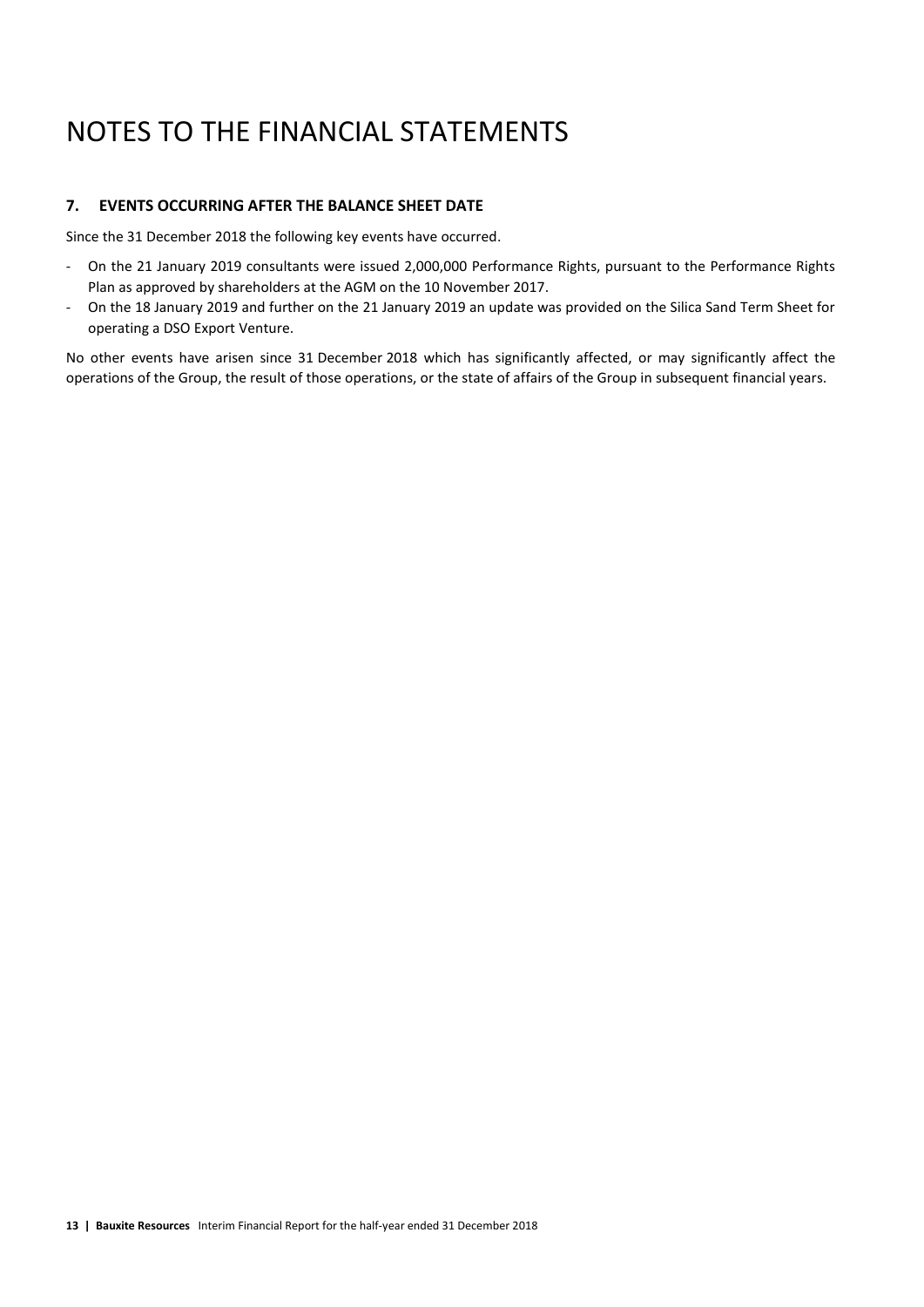# NOTES TO THE FINANCIAL STATEMENTS

### 7. EVENTS OCCURRING AFTER THE BALANCE SHEET DATE

Since the 31 December 2018 the following key events have occurred.

- On the 21 January 2019 consultants were issued 2,000,000 Performance Rights, pursuant to the Performance Rights Plan as approved by shareholders at the AGM on the 10 November 2017.
- On the 18 January 2019 and further on the 21 January 2019 an update was provided on the Silica Sand Term Sheet for operating a DSO Export Venture.

No other events have arisen since 31 December 2018 which has significantly affected, or may significantly affect the operations of the Group, the result of those operations, or the state of affairs of the Group in subsequent financial years.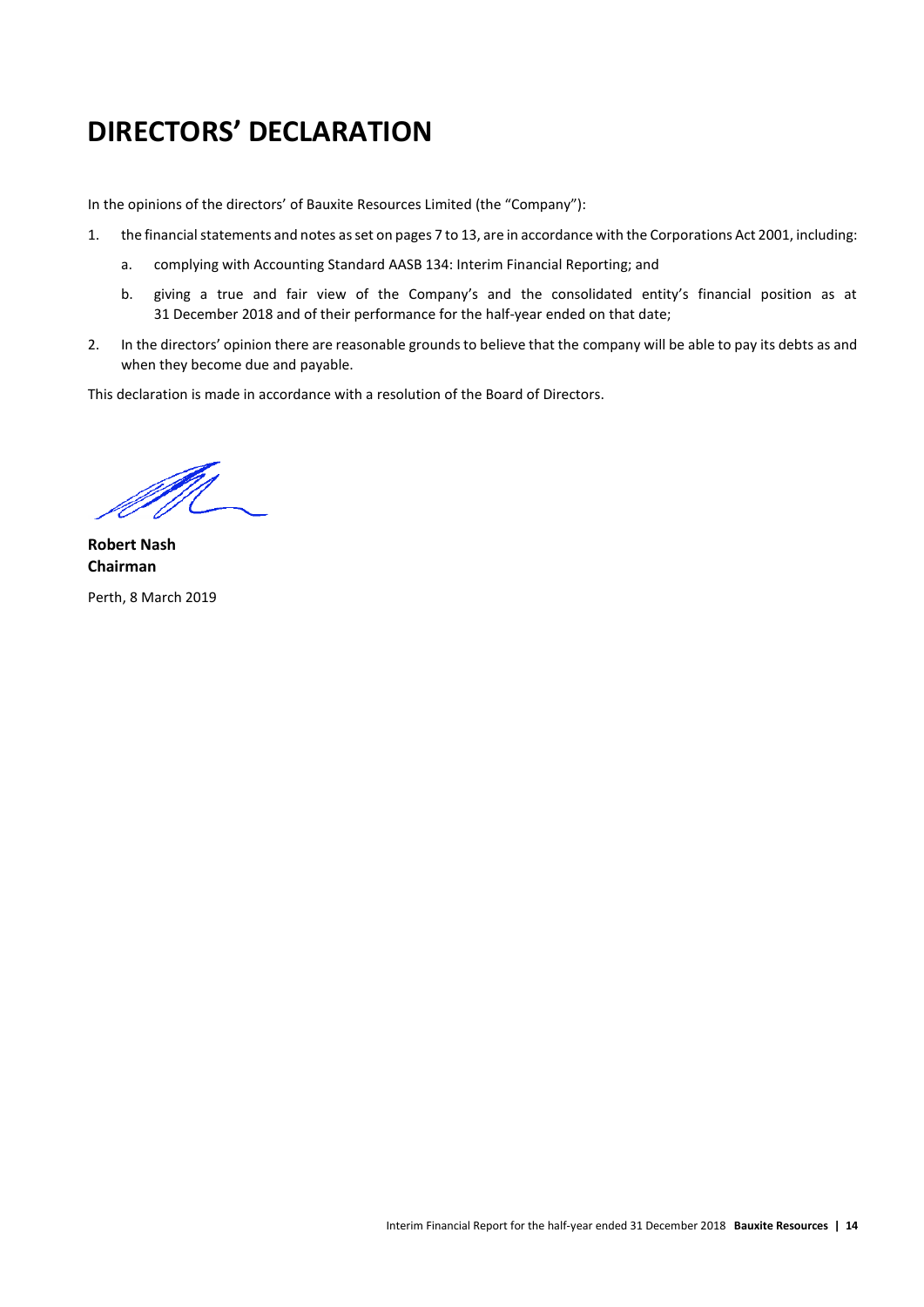# DIRECTORS' DECLARATION

In the opinions of the directors' of Bauxite Resources Limited (the "Company"):

1. the financial statements and notes as set on pages 7 to 13, are in accordance with the Corporations Act 2001, including:
   a. complying with Accounting Standard AASB 134: Interim Financial Reporting; and
   b. giving a true and fair view of the Company's and the consolidated entity's financial position as at 31 December 2018 and of their performance for the half-year ended on that date;
2. In the directors' opinion there are reasonable grounds to believe that the company will be able to pay its debts as and when they become due and payable.

This declaration is made in accordance with a resolution of the Board of Directors.

**Robert Nash**
**Chairman**

Perth, 8 March 2019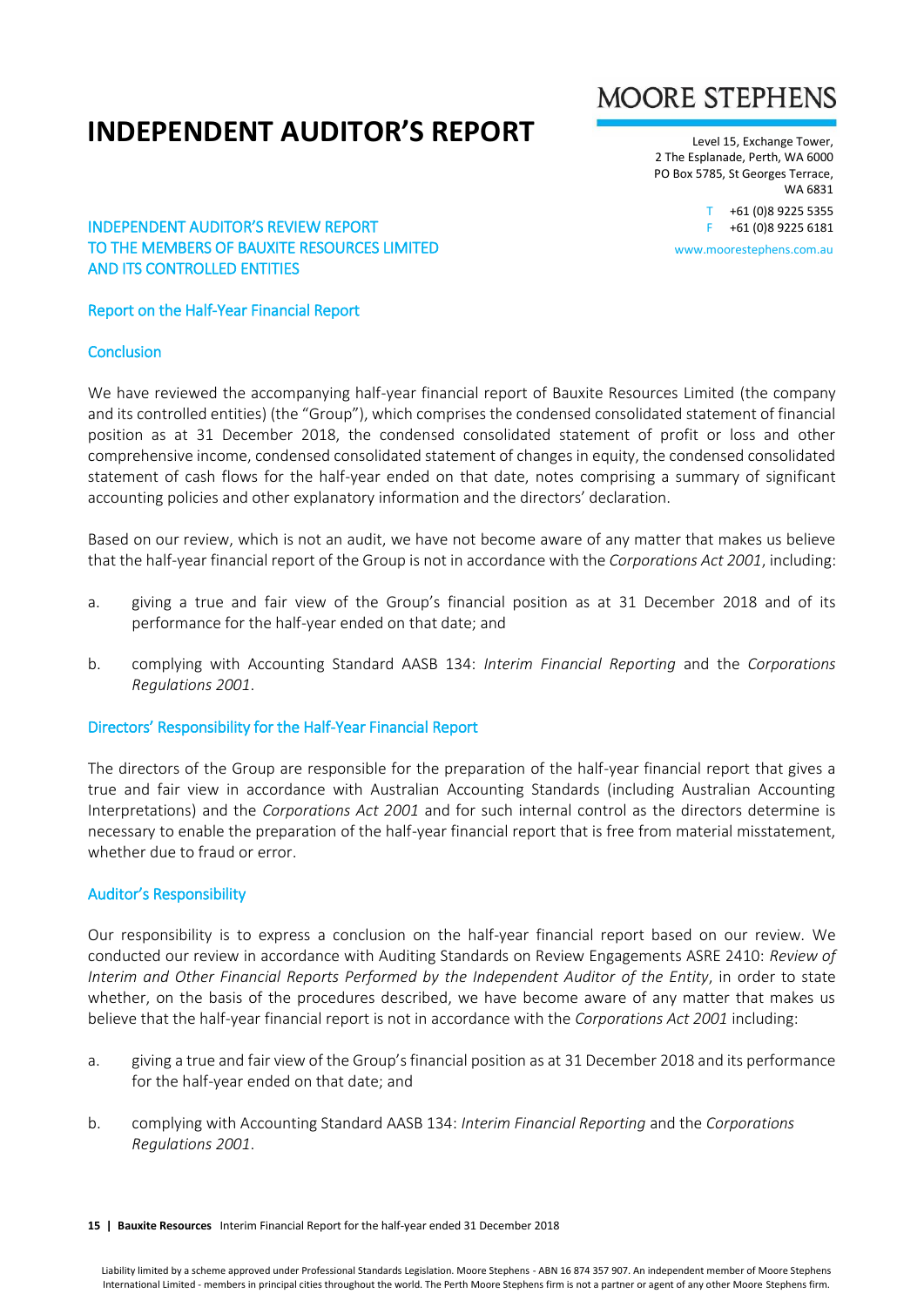# INDEPENDENT AUDITOR'S REPORT

MOORE STEPHENS

Level 15, Exchange Tower,
2 The Esplanade, Perth, WA 6000
PO Box 5785, St Georges Terrace,
WA 6831

T +61 (0)8 9225 5355
F +61 (0)8 9225 6181

www.moorestephens.com.au

INDEPENDENT AUDITOR'S REVIEW REPORT
TO THE MEMBERS OF BAUXITE RESOURCES LIMITED
AND ITS CONTROLLED ENTITIES

## Report on the Half-Year Financial Report

### Conclusion

We have reviewed the accompanying half-year financial report of Bauxite Resources Limited (the company and its controlled entities) (the "Group"), which comprises the condensed consolidated statement of financial position as at 31 December 2018, the condensed consolidated statement of profit or loss and other comprehensive income, condensed consolidated statement of changes in equity, the condensed consolidated statement of cash flows for the half-year ended on that date, notes comprising a summary of significant accounting policies and other explanatory information and the directors' declaration.

Based on our review, which is not an audit, we have not become aware of any matter that makes us believe that the half-year financial report of the Group is not in accordance with the *Corporations Act 2001*, including:

a. giving a true and fair view of the Group's financial position as at 31 December 2018 and of its performance for the half-year ended on that date; and

b. complying with Accounting Standard AASB 134: *Interim Financial Reporting* and the *Corporations Regulations 2001*.

### Directors' Responsibility for the Half-Year Financial Report

The directors of the Group are responsible for the preparation of the half-year financial report that gives a true and fair view in accordance with Australian Accounting Standards (including Australian Accounting Interpretations) and the *Corporations Act 2001* and for such internal control as the directors determine is necessary to enable the preparation of the half-year financial report that is free from material misstatement, whether due to fraud or error.

### Auditor's Responsibility

Our responsibility is to express a conclusion on the half-year financial report based on our review. We conducted our review in accordance with Auditing Standards on Review Engagements ASRE 2410: *Review of Interim and Other Financial Reports Performed by the Independent Auditor of the Entity*, in order to state whether, on the basis of the procedures described, we have become aware of any matter that makes us believe that the half-year financial report is not in accordance with the *Corporations Act 2001* including:

a. giving a true and fair view of the Group's financial position as at 31 December 2018 and its performance for the half-year ended on that date; and

b. complying with Accounting Standard AASB 134: *Interim Financial Reporting* and the *Corporations Regulations 2001*.

Liability limited by a scheme approved under Professional Standards Legislation. Moore Stephens - ABN 16 874 357 907. An independent member of Moore Stephens International Limited - members in principal cities throughout the world. The Perth Moore Stephens firm is not a partner or agent of any other Moore Stephens firm.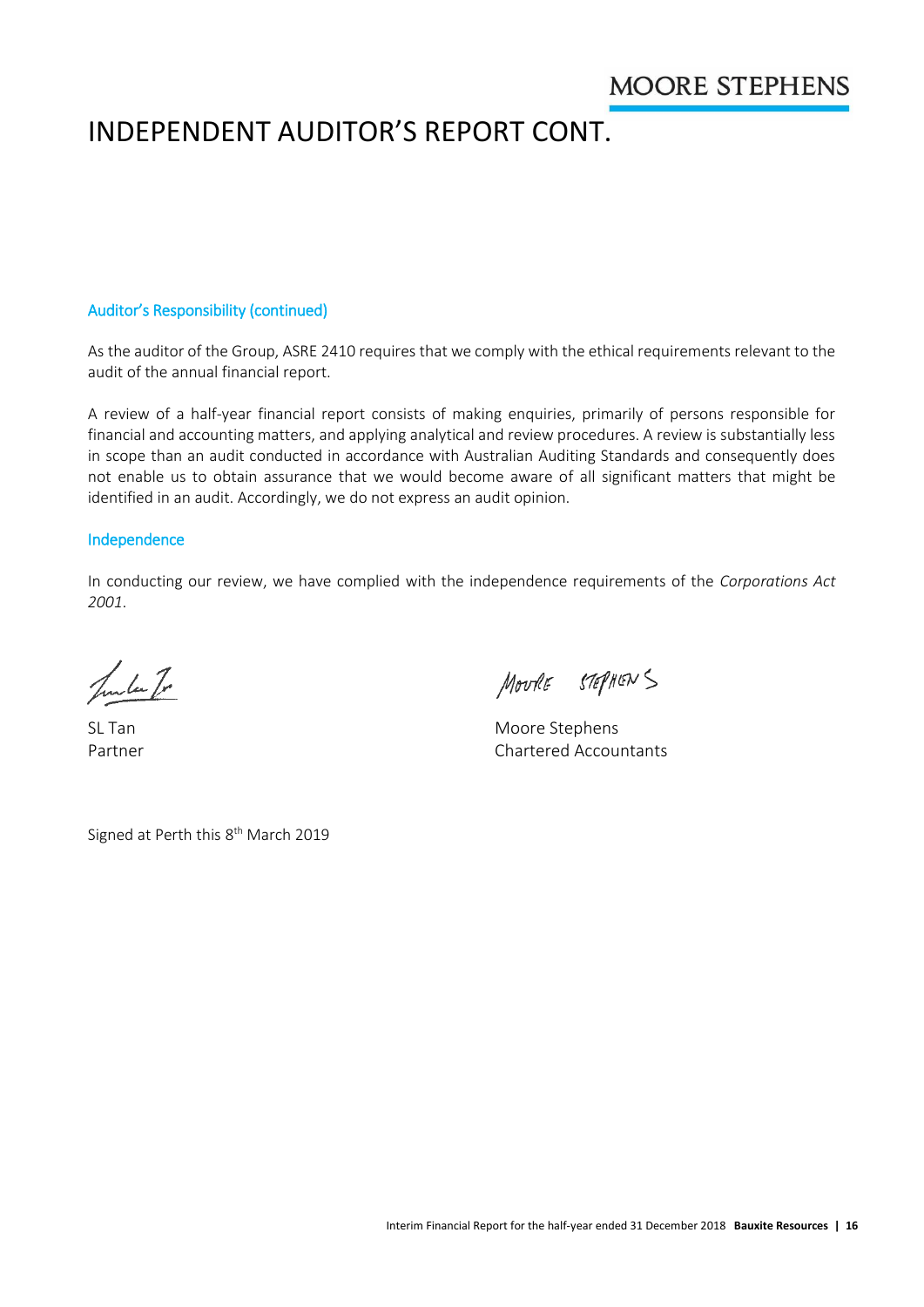# INDEPENDENT AUDITOR'S REPORT CONT.

### Auditor's Responsibility (continued)

As the auditor of the Group, ASRE 2410 requires that we comply with the ethical requirements relevant to the audit of the annual financial report.

A review of a half-year financial report consists of making enquiries, primarily of persons responsible for financial and accounting matters, and applying analytical and review procedures. A review is substantially less in scope than an audit conducted in accordance with Australian Auditing Standards and consequently does not enable us to obtain assurance that we would become aware of all significant matters that might be identified in an audit. Accordingly, we do not express an audit opinion.

### Independence

In conducting our review, we have complied with the independence requirements of the *Corporations Act 2001*.

SL Tan
Partner

Moore Stephens
Chartered Accountants

Signed at Perth this 8th March 2019